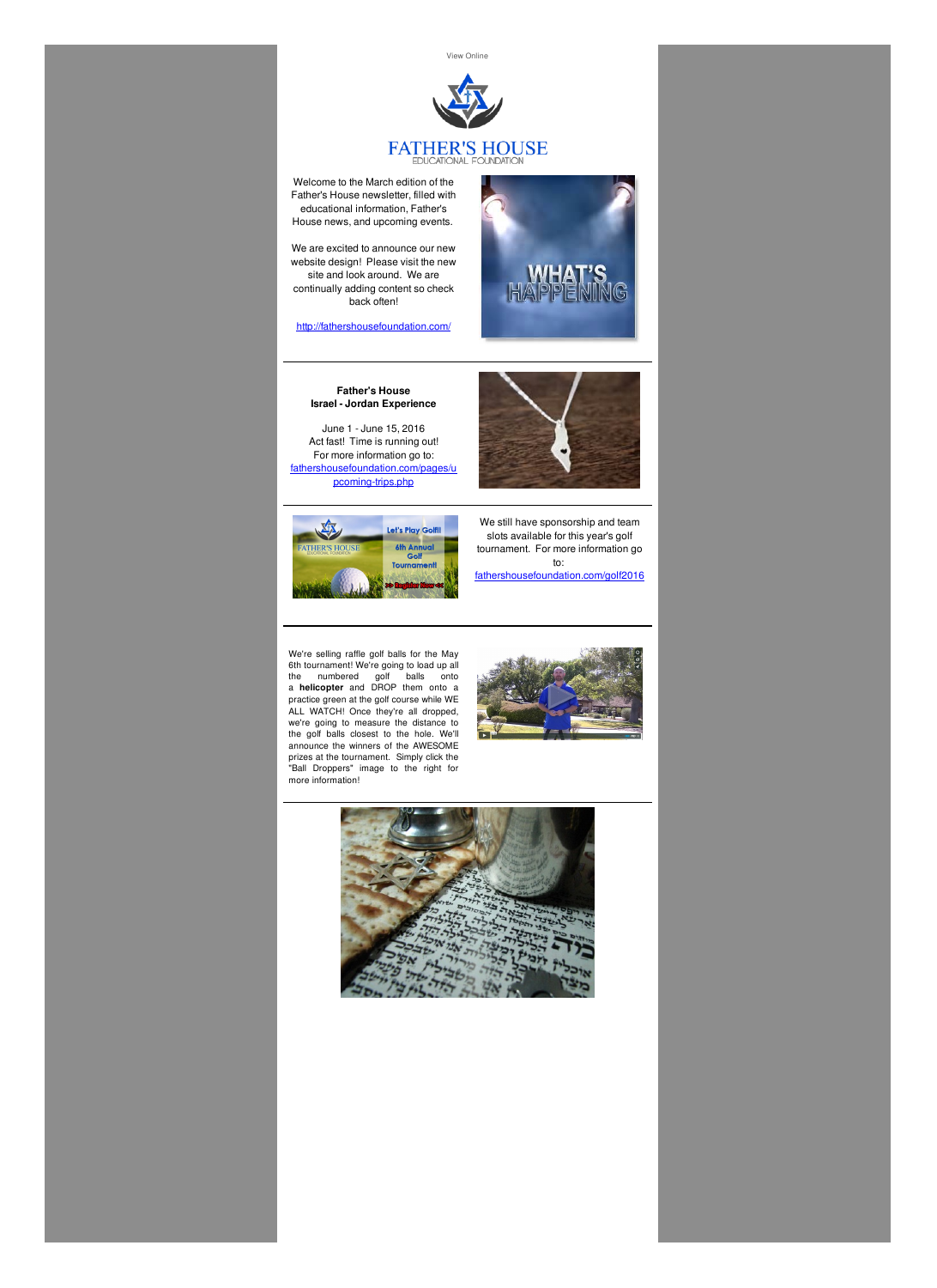View Online

# FATHER'S HOUSE
EDUCATIONAL FOUNDATION

Welcome to the March edition of the Father's House newsletter, filled with educational information, Father's House news, and upcoming events.

We are excited to announce our new website design! Please visit the new site and look around. We are continually adding content so check back often!

http://fathershousefoundation.com/

---

**Father's House**
**Israel - Jordan Experience**

June 1 - June 15, 2016
Act fast! Time is running out!
For more information go to:
fathershousefoundation.com/pages/upcoming-trips.php

---

We still have sponsorship and team slots available for this year's golf tournament. For more information go to:
fathershousefoundation.com/golf2016

---

We're selling raffle golf balls for the May 6th tournament! We're going to load up all the numbered golf balls onto a **helicopter** and DROP them onto a practice green at the golf course while WE ALL WATCH! Once they're all dropped, we're going to measure the distance to the golf balls closest to the hole. We'll announce the winners of the AWESOME prizes at the tournament. Simply click the "Ball Droppers" image to the right for more information!

---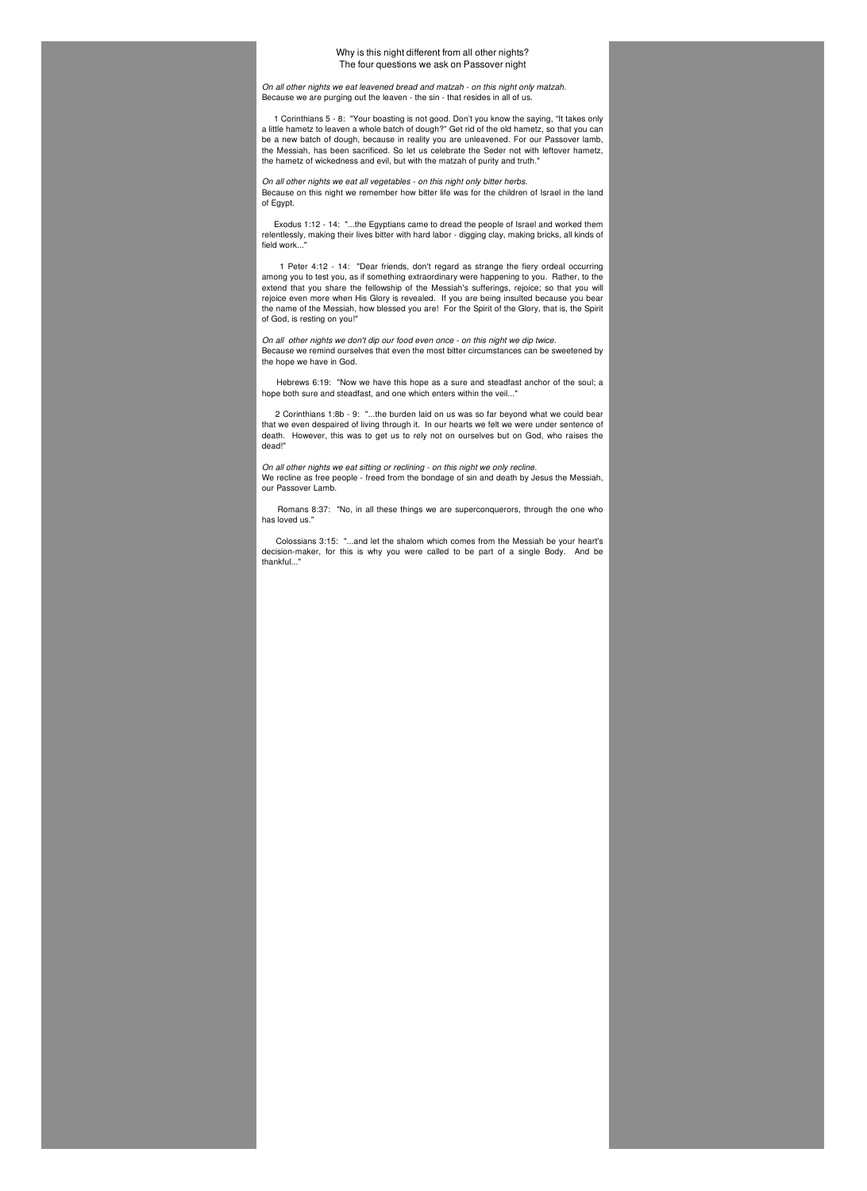Why is this night different from all other nights?
The four questions we ask on Passover night

*On all other nights we eat leavened bread and matzah - on this night only matzah.*
Because we are purging out the leaven - the sin - that resides in all of us.

1 Corinthians 5 - 8: "Your boasting is not good. Don't you know the saying, "It takes only a little hametz to leaven a whole batch of dough?" Get rid of the old hametz, so that you can be a new batch of dough, because in reality you are unleavened. For our Passover lamb, the Messiah, has been sacrificed. So let us celebrate the Seder not with leftover hametz, the hametz of wickedness and evil, but with the matzah of purity and truth."

*On all other nights we eat all vegetables - on this night only bitter herbs.*
Because on this night we remember how bitter life was for the children of Israel in the land of Egypt.

Exodus 1:12 - 14: "...the Egyptians came to dread the people of Israel and worked them relentlessly, making their lives bitter with hard labor - digging clay, making bricks, all kinds of field work..."

1 Peter 4:12 - 14: "Dear friends, don't regard as strange the fiery ordeal occurring among you to test you, as if something extraordinary were happening to you. Rather, to the extend that you share the fellowship of the Messiah's sufferings, rejoice; so that you will rejoice even more when His Glory is revealed. If you are being insulted because you bear the name of the Messiah, how blessed you are! For the Spirit of the Glory, that is, the Spirit of God, is resting on you!"

*On all other nights we don't dip our food even once - on this night we dip twice.*
Because we remind ourselves that even the most bitter circumstances can be sweetened by the hope we have in God.

Hebrews 6:19: "Now we have this hope as a sure and steadfast anchor of the soul; a hope both sure and steadfast, and one which enters within the veil..."

2 Corinthians 1:8b - 9: "...the burden laid on us was so far beyond what we could bear that we even despaired of living through it. In our hearts we felt we were under sentence of death. However, this was to get us to rely not on ourselves but on God, who raises the dead!"

*On all other nights we eat sitting or reclining - on this night we only recline.*
We recline as free people - freed from the bondage of sin and death by Jesus the Messiah, our Passover Lamb.

Romans 8:37: "No, in all these things we are superconquerors, through the one who has loved us."

Colossians 3:15: "...and let the shalom which comes from the Messiah be your heart's decision-maker, for this is why you were called to be part of a single Body. And be thankful..."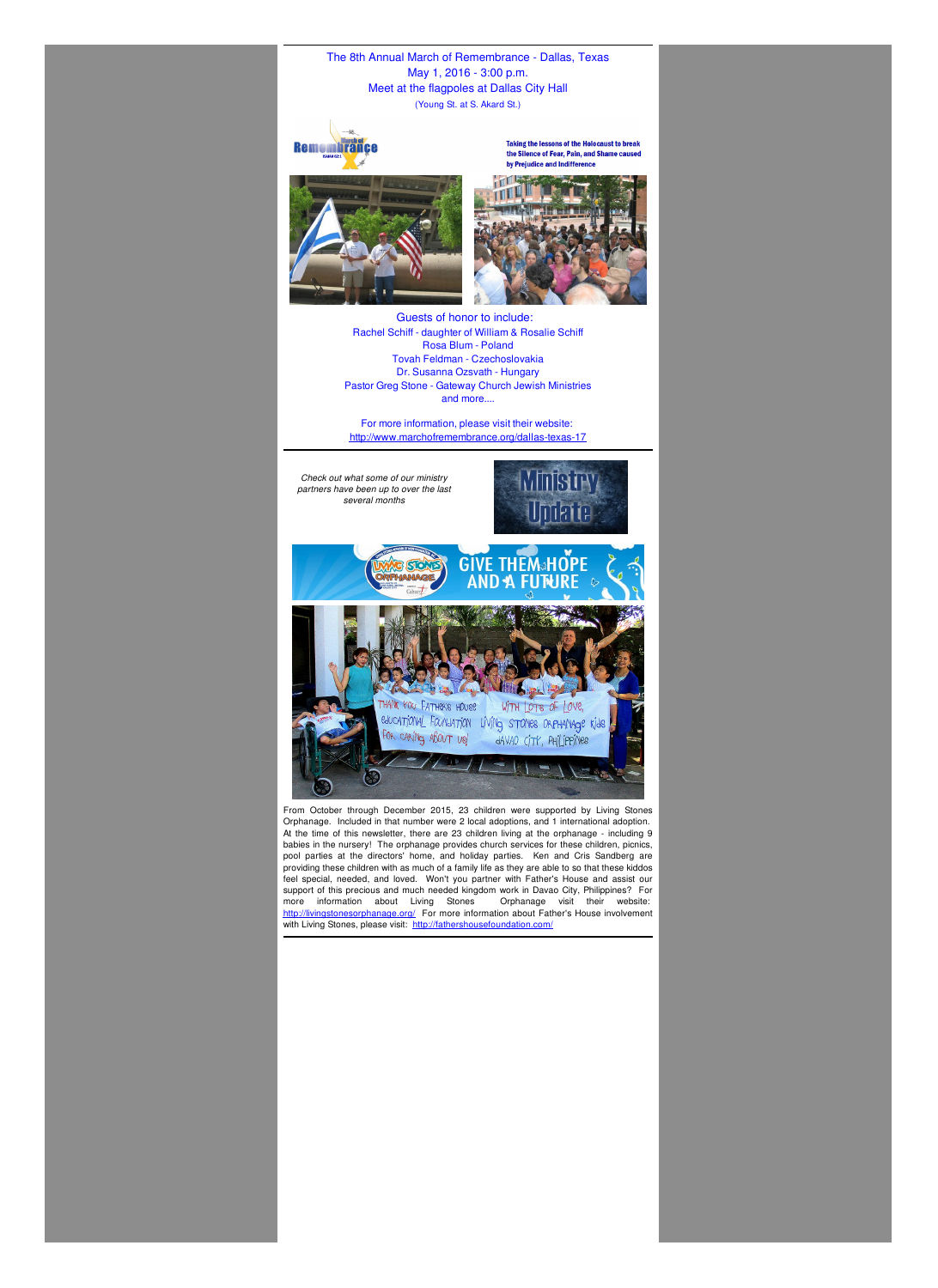The 8th Annual March of Remembrance - Dallas, Texas
May 1, 2016 - 3:00 p.m.
Meet at the flagpoles at Dallas City Hall
(Young St. at S. Akard St.)

Taking the lessons of the Holocaust to break the Silence of Fear, Pain, and Shame caused by Prejudice and Indifference

Guests of honor to include:
Rachel Schiff - daughter of William & Rosalie Schiff
Rosa Blum - Poland
Tovah Feldman - Czechoslovakia
Dr. Susanna Ozsvath - Hungary
Pastor Greg Stone - Gateway Church Jewish Ministries
and more....

For more information, please visit their website:
http://www.marchofremembrance.org/dallas-texas-17

---

*Check out what some of our ministry partners have been up to over the last several months*

**Ministry Update**

**GIVE THEM HOPE AND A FUTURE**

From October through December 2015, 23 children were supported by Living Stones Orphanage. Included in that number were 2 local adoptions, and 1 international adoption. At the time of this newsletter, there are 23 children living at the orphanage - including 9 babies in the nursery! The orphanage provides church services for these children, picnics, pool parties at the directors' home, and holiday parties. Ken and Cris Sandberg are providing these children with as much of a family life as they are able to so that these kiddos feel special, needed, and loved. Won't you partner with Father's House and assist our support of this precious and much needed kingdom work in Davao City, Philippines? For more information about Living Stones Orphanage visit their website: http://livingstonesorphanage.org/ For more information about Father's House involvement with Living Stones, please visit: http://fathershousefoundation.com/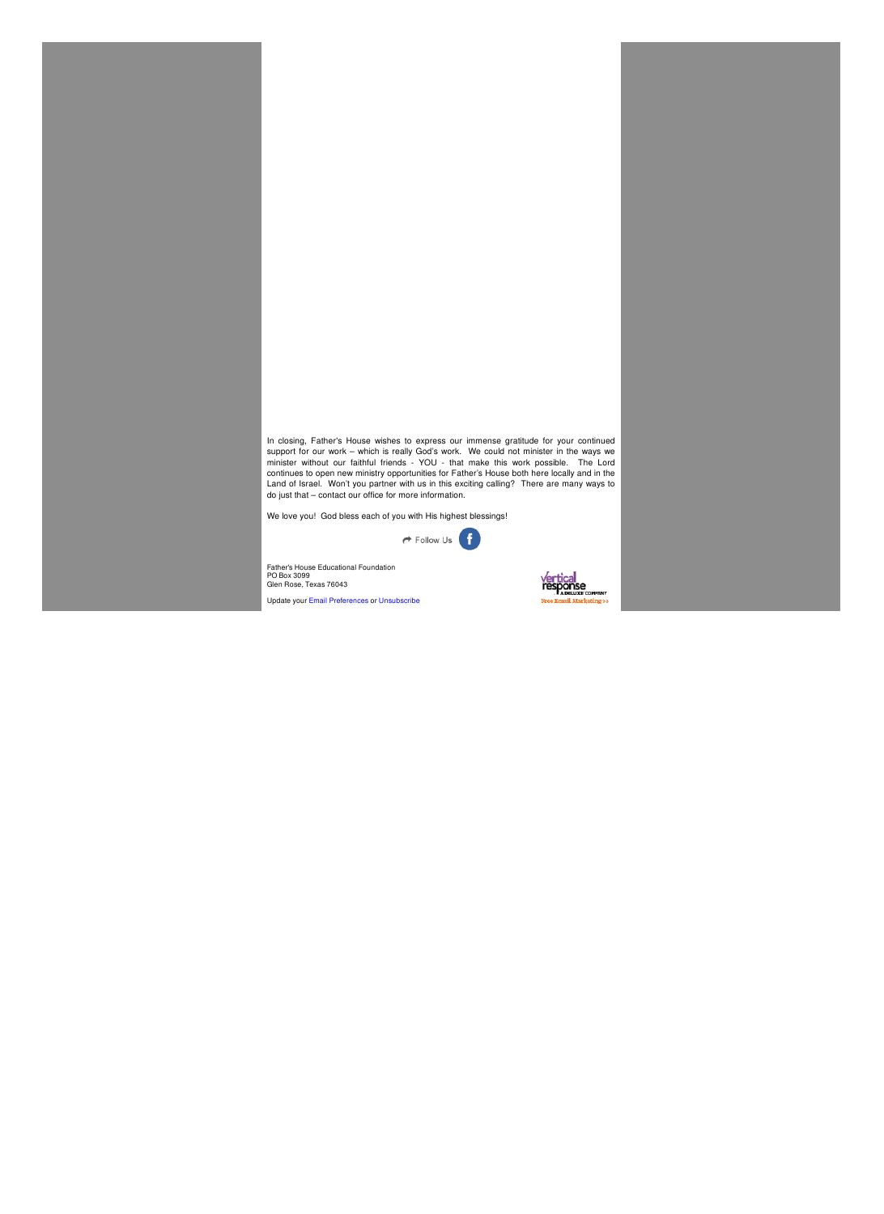In closing, Father's House wishes to express our immense gratitude for your continued support for our work – which is really God's work. We could not minister in the ways we minister without our faithful friends - YOU - that make this work possible. The Lord continues to open new ministry opportunities for Father's House both here locally and in the Land of Israel. Won't you partner with us in this exciting calling? There are many ways to do just that – contact our office for more information.

We love you! God bless each of you with His highest blessings!

Follow Us

Father's House Educational Foundation
PO Box 3099
Glen Rose, Texas 76043

Update your Email Preferences or Unsubscribe

vertical response A DELUXE COMPANY
Free Email Marketing >>